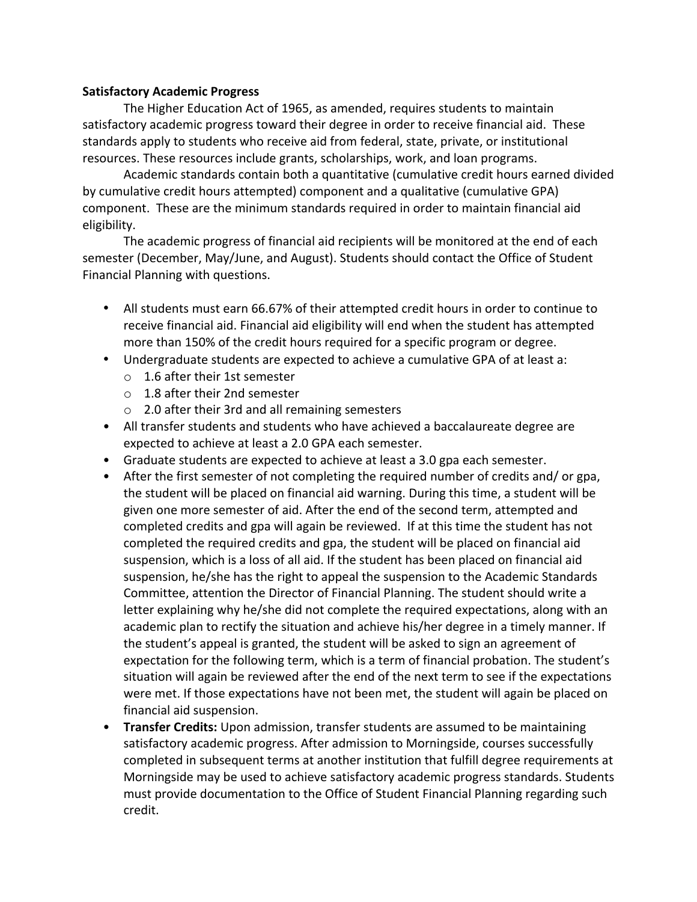**Satisfactory Academic Progress**

The Higher Education Act of 1965, as amended, requires students to maintain satisfactory academic progress toward their degree in order to receive financial aid. These standards apply to students who receive aid from federal, state, private, or institutional resources. These resources include grants, scholarships, work, and loan programs.

Academic standards contain both a quantitative (cumulative credit hours earned divided by cumulative credit hours attempted) component and a qualitative (cumulative GPA) component. These are the minimum standards required in order to maintain financial aid eligibility.

The academic progress of financial aid recipients will be monitored at the end of each semester (December, May/June, and August). Students should contact the Office of Student Financial Planning with questions.

- All students must earn 66.67% of their attempted credit hours in order to continue to receive financial aid. Financial aid eligibility will end when the student has attempted more than 150% of the credit hours required for a specific program or degree.
- Undergraduate students are expected to achieve a cumulative GPA of at least a:
  - 1.6 after their 1st semester
  - 1.8 after their 2nd semester
  - 2.0 after their 3rd and all remaining semesters
- All transfer students and students who have achieved a baccalaureate degree are expected to achieve at least a 2.0 GPA each semester.
- Graduate students are expected to achieve at least a 3.0 gpa each semester.
- After the first semester of not completing the required number of credits and/ or gpa, the student will be placed on financial aid warning. During this time, a student will be given one more semester of aid. After the end of the second term, attempted and completed credits and gpa will again be reviewed. If at this time the student has not completed the required credits and gpa, the student will be placed on financial aid suspension, which is a loss of all aid. If the student has been placed on financial aid suspension, he/she has the right to appeal the suspension to the Academic Standards Committee, attention the Director of Financial Planning. The student should write a letter explaining why he/she did not complete the required expectations, along with an academic plan to rectify the situation and achieve his/her degree in a timely manner. If the student's appeal is granted, the student will be asked to sign an agreement of expectation for the following term, which is a term of financial probation. The student's situation will again be reviewed after the end of the next term to see if the expectations were met. If those expectations have not been met, the student will again be placed on financial aid suspension.
- **Transfer Credits:** Upon admission, transfer students are assumed to be maintaining satisfactory academic progress. After admission to Morningside, courses successfully completed in subsequent terms at another institution that fulfill degree requirements at Morningside may be used to achieve satisfactory academic progress standards. Students must provide documentation to the Office of Student Financial Planning regarding such credit.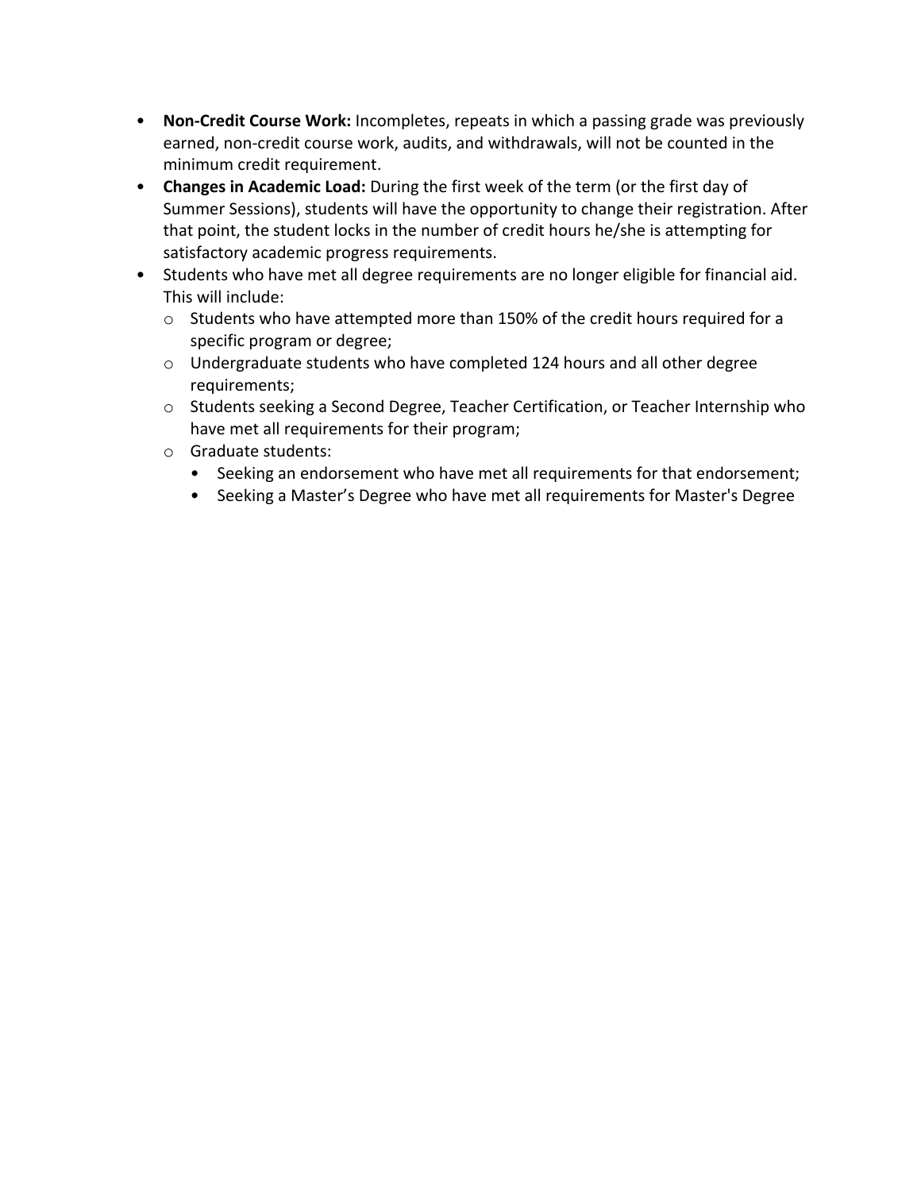- **Non-Credit Course Work:** Incompletes, repeats in which a passing grade was previously earned, non-credit course work, audits, and withdrawals, will not be counted in the minimum credit requirement.
- **Changes in Academic Load:** During the first week of the term (or the first day of Summer Sessions), students will have the opportunity to change their registration. After that point, the student locks in the number of credit hours he/she is attempting for satisfactory academic progress requirements.
- Students who have met all degree requirements are no longer eligible for financial aid. This will include:
  - Students who have attempted more than 150% of the credit hours required for a specific program or degree;
  - Undergraduate students who have completed 124 hours and all other degree requirements;
  - Students seeking a Second Degree, Teacher Certification, or Teacher Internship who have met all requirements for their program;
  - Graduate students:
    - Seeking an endorsement who have met all requirements for that endorsement;
    - Seeking a Master's Degree who have met all requirements for Master's Degree